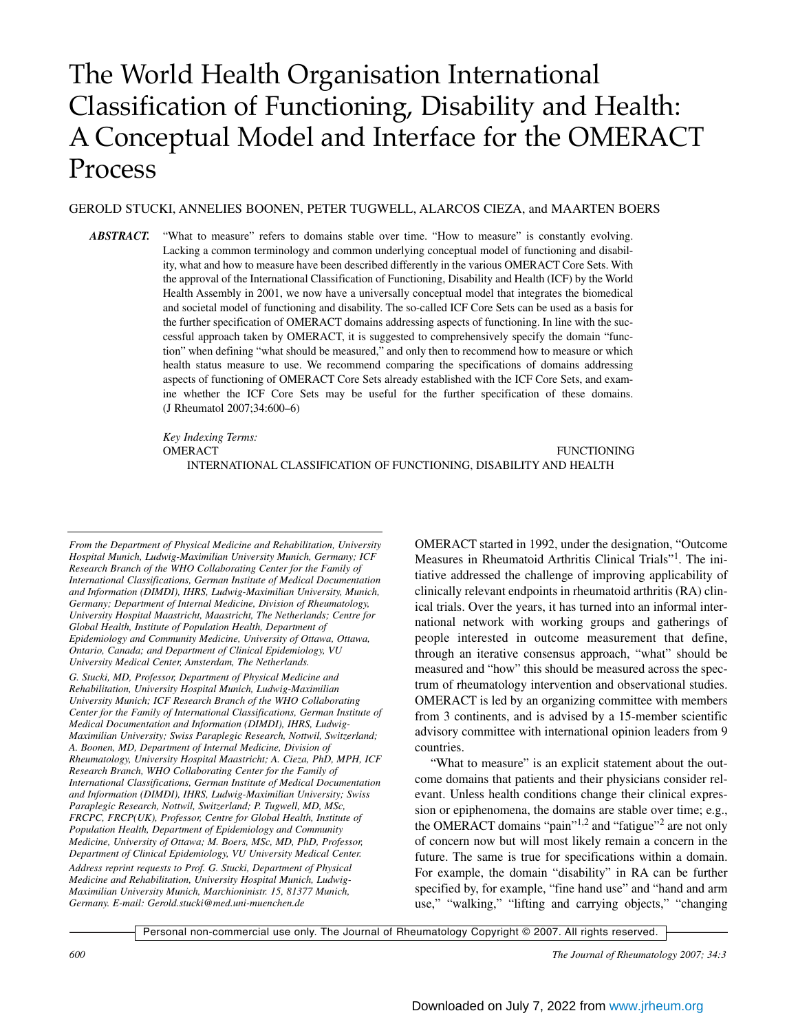# The World Health Organisation International Classification of Functioning, Disability and Health: A Conceptual Model and Interface for the OMERACT Process

GEROLD STUCKI, ANNELIES BOONEN, PETER TUGWELL, ALARCOS CIEZA, and MAARTEN BOERS

***ABSTRACT.*** "What to measure" refers to domains stable over time. "How to measure" is constantly evolving. Lacking a common terminology and common underlying conceptual model of functioning and disability, what and how to measure have been described differently in the various OMERACT Core Sets. With the approval of the International Classification of Functioning, Disability and Health (ICF) by the World Health Assembly in 2001, we now have a universally conceptual model that integrates the biomedical and societal model of functioning and disability. The so-called ICF Core Sets can be used as a basis for the further specification of OMERACT domains addressing aspects of functioning. In line with the successful approach taken by OMERACT, it is suggested to comprehensively specify the domain "function" when defining "what should be measured," and only then to recommend how to measure or which health status measure to use. We recommend comparing the specifications of domains addressing aspects of functioning of OMERACT Core Sets already established with the ICF Core Sets, and examine whether the ICF Core Sets may be useful for the further specification of these domains. (J Rheumatol 2007;34:600–6)

*Key Indexing Terms:*
OMERACT FUNCTIONING
INTERNATIONAL CLASSIFICATION OF FUNCTIONING, DISABILITY AND HEALTH

*From the Department of Physical Medicine and Rehabilitation, University Hospital Munich, Ludwig-Maximilian University Munich, Germany; ICF Research Branch of the WHO Collaborating Center for the Family of International Classifications, German Institute of Medical Documentation and Information (DIMDI), IHRS, Ludwig-Maximilian University, Munich, Germany; Department of Internal Medicine, Division of Rheumatology, University Hospital Maastricht, Maastricht, The Netherlands; Centre for Global Health, Institute of Population Health, Department of Epidemiology and Community Medicine, University of Ottawa, Ottawa, Ontario, Canada; and Department of Clinical Epidemiology, VU University Medical Center, Amsterdam, The Netherlands.*

*G. Stucki, MD, Professor, Department of Physical Medicine and Rehabilitation, University Hospital Munich, Ludwig-Maximilian University Munich; ICF Research Branch of the WHO Collaborating Center for the Family of International Classifications, German Institute of Medical Documentation and Information (DIMDI), IHRS, Ludwig-Maximilian University; Swiss Paraplegic Research, Nottwil, Switzerland; A. Boonen, MD, Department of Internal Medicine, Division of Rheumatology, University Hospital Maastricht; A. Cieza, PhD, MPH, ICF Research Branch, WHO Collaborating Center for the Family of International Classifications, German Institute of Medical Documentation and Information (DIMDI), IHRS, Ludwig-Maximilian University; Swiss Paraplegic Research, Nottwil, Switzerland; P. Tugwell, MD, MSc, FRCPC, FRCP(UK), Professor, Centre for Global Health, Institute of Population Health, Department of Epidemiology and Community Medicine, University of Ottawa; M. Boers, MSc, MD, PhD, Professor, Department of Clinical Epidemiology, VU University Medical Center.*

*Address reprint requests to Prof. G. Stucki, Department of Physical Medicine and Rehabilitation, University Hospital Munich, Ludwig-Maximilian University Munich, Marchioninistr. 15, 81377 Munich, Germany. E-mail: Gerold.stucki@med.uni-muenchen.de*

OMERACT started in 1992, under the designation, "Outcome Measures in Rheumatoid Arthritis Clinical Trials"[1]. The initiative addressed the challenge of improving applicability of clinically relevant endpoints in rheumatoid arthritis (RA) clinical trials. Over the years, it has turned into an informal international network with working groups and gatherings of people interested in outcome measurement that define, through an iterative consensus approach, "what" should be measured and "how" this should be measured across the spectrum of rheumatology intervention and observational studies. OMERACT is led by an organizing committee with members from 3 continents, and is advised by a 15-member scientific advisory committee with international opinion leaders from 9 countries.

"What to measure" is an explicit statement about the outcome domains that patients and their physicians consider relevant. Unless health conditions change their clinical expression or epiphenomena, the domains are stable over time; e.g., the OMERACT domains "pain"[1,2] and "fatigue"[2] are not only of concern now but will most likely remain a concern in the future. The same is true for specifications within a domain. For example, the domain "disability" in RA can be further specified by, for example, "fine hand use" and "hand and arm use," "walking," "lifting and carrying objects," "changing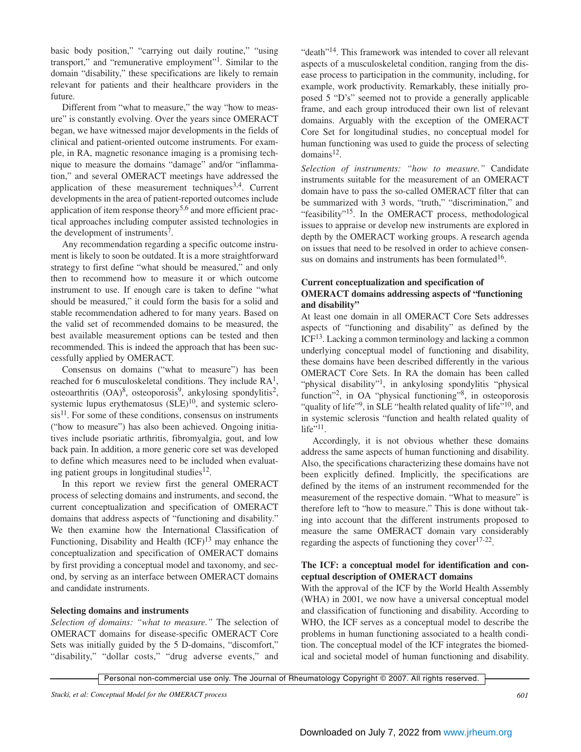basic body position," "carrying out daily routine," "using transport," and "remunerative employment"[1]. Similar to the domain "disability," these specifications are likely to remain relevant for patients and their healthcare providers in the future.

Different from "what to measure," the way "how to measure" is constantly evolving. Over the years since OMERACT began, we have witnessed major developments in the fields of clinical and patient-oriented outcome instruments. For example, in RA, magnetic resonance imaging is a promising technique to measure the domains "damage" and/or "inflammation," and several OMERACT meetings have addressed the application of these measurement techniques[3,4]. Current developments in the area of patient-reported outcomes include application of item response theory[5,6] and more efficient practical approaches including computer assisted technologies in the development of instruments[7].

Any recommendation regarding a specific outcome instrument is likely to soon be outdated. It is a more straightforward strategy to first define "what should be measured," and only then to recommend how to measure it or which outcome instrument to use. If enough care is taken to define "what should be measured," it could form the basis for a solid and stable recommendation adhered to for many years. Based on the valid set of recommended domains to be measured, the best available measurement options can be tested and then recommended. This is indeed the approach that has been successfully applied by OMERACT.

Consensus on domains ("what to measure") has been reached for 6 musculoskeletal conditions. They include RA[1], osteoarthritis (OA)[8], osteoporosis[9], ankylosing spondylitis[2], systemic lupus erythematosus (SLE)[10], and systemic sclerosis[11]. For some of these conditions, consensus on instruments ("how to measure") has also been achieved. Ongoing initiatives include psoriatic arthritis, fibromyalgia, gout, and low back pain. In addition, a more generic core set was developed to define which measures need to be included when evaluating patient groups in longitudinal studies[12].

In this report we review first the general OMERACT process of selecting domains and instruments, and second, the current conceptualization and specification of OMERACT domains that address aspects of "functioning and disability." We then examine how the International Classification of Functioning, Disability and Health (ICF)[13] may enhance the conceptualization and specification of OMERACT domains by first providing a conceptual model and taxonomy, and second, by serving as an interface between OMERACT domains and candidate instruments.

## Selecting domains and instruments

*Selection of domains: "what to measure."* The selection of OMERACT domains for disease-specific OMERACT Core Sets was initially guided by the 5 D-domains, "discomfort," "disability," "dollar costs," "drug adverse events," and "death"[14]. This framework was intended to cover all relevant aspects of a musculoskeletal condition, ranging from the disease process to participation in the community, including, for example, work productivity. Remarkably, these initially proposed 5 "D's" seemed not to provide a generally applicable frame, and each group introduced their own list of relevant domains. Arguably with the exception of the OMERACT Core Set for longitudinal studies, no conceptual model for human functioning was used to guide the process of selecting domains[12].

*Selection of instruments: "how to measure."* Candidate instruments suitable for the measurement of an OMERACT domain have to pass the so-called OMERACT filter that can be summarized with 3 words, "truth," "discrimination," and "feasibility"[15]. In the OMERACT process, methodological issues to appraise or develop new instruments are explored in depth by the OMERACT working groups. A research agenda on issues that need to be resolved in order to achieve consensus on domains and instruments has been formulated[16].

## Current conceptualization and specification of OMERACT domains addressing aspects of "functioning and disability"

At least one domain in all OMERACT Core Sets addresses aspects of "functioning and disability" as defined by the ICF[13]. Lacking a common terminology and lacking a common underlying conceptual model of functioning and disability, these domains have been described differently in the various OMERACT Core Sets. In RA the domain has been called "physical disability"[1], in ankylosing spondylitis "physical function"[2], in OA "physical functioning"[8], in osteoporosis "quality of life"[9], in SLE "health related quality of life"[10], and in systemic sclerosis "function and health related quality of life"[11].

Accordingly, it is not obvious whether these domains address the same aspects of human functioning and disability. Also, the specifications characterizing these domains have not been explicitly defined. Implicitly, the specifications are defined by the items of an instrument recommended for the measurement of the respective domain. "What to measure" is therefore left to "how to measure." This is done without taking into account that the different instruments proposed to measure the same OMERACT domain vary considerably regarding the aspects of functioning they cover[17-22].

## The ICF: a conceptual model for identification and conceptual description of OMERACT domains

With the approval of the ICF by the World Health Assembly (WHA) in 2001, we now have a universal conceptual model and classification of functioning and disability. According to WHO, the ICF serves as a conceptual model to describe the problems in human functioning associated to a health condition. The conceptual model of the ICF integrates the biomedical and societal model of human functioning and disability.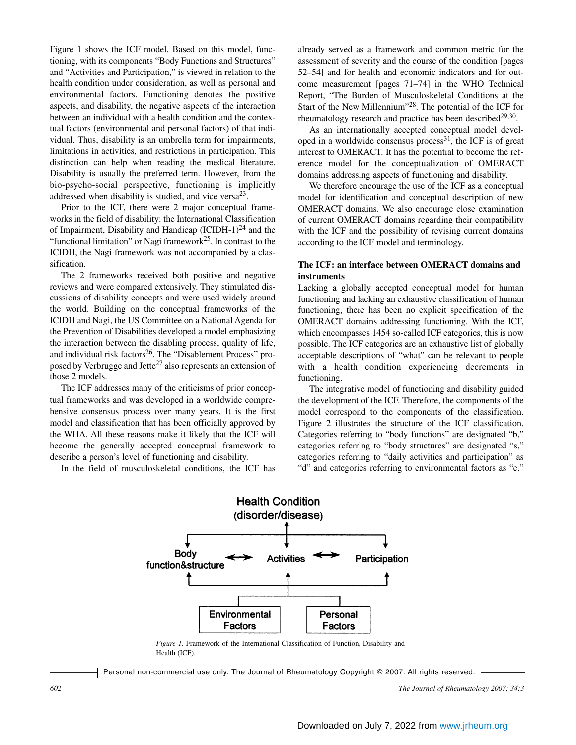Figure 1 shows the ICF model. Based on this model, functioning, with its components "Body Functions and Structures" and "Activities and Participation," is viewed in relation to the health condition under consideration, as well as personal and environmental factors. Functioning denotes the positive aspects, and disability, the negative aspects of the interaction between an individual with a health condition and the contextual factors (environmental and personal factors) of that individual. Thus, disability is an umbrella term for impairments, limitations in activities, and restrictions in participation. This distinction can help when reading the medical literature. Disability is usually the preferred term. However, from the bio-psycho-social perspective, functioning is implicitly addressed when disability is studied, and vice versa[23].

Prior to the ICF, there were 2 major conceptual frameworks in the field of disability: the International Classification of Impairment, Disability and Handicap (ICIDH-1)[24] and the "functional limitation" or Nagi framework[25]. In contrast to the ICIDH, the Nagi framework was not accompanied by a classification.

The 2 frameworks received both positive and negative reviews and were compared extensively. They stimulated discussions of disability concepts and were used widely around the world. Building on the conceptual frameworks of the ICIDH and Nagi, the US Committee on a National Agenda for the Prevention of Disabilities developed a model emphasizing the interaction between the disabling process, quality of life, and individual risk factors[26]. The "Disablement Process" proposed by Verbrugge and Jette[27] also represents an extension of those 2 models.

The ICF addresses many of the criticisms of prior conceptual frameworks and was developed in a worldwide comprehensive consensus process over many years. It is the first model and classification that has been officially approved by the WHA. All these reasons make it likely that the ICF will become the generally accepted conceptual framework to describe a person's level of functioning and disability.

In the field of musculoskeletal conditions, the ICF has already served as a framework and common metric for the assessment of severity and the course of the condition [pages 52–54] and for health and economic indicators and for outcome measurement [pages 71–74] in the WHO Technical Report, "The Burden of Musculoskeletal Conditions at the Start of the New Millennium"[28]. The potential of the ICF for rheumatology research and practice has been described[29,30].

As an internationally accepted conceptual model developed in a worldwide consensus process[31], the ICF is of great interest to OMERACT. It has the potential to become the reference model for the conceptualization of OMERACT domains addressing aspects of functioning and disability.

We therefore encourage the use of the ICF as a conceptual model for identification and conceptual description of new OMERACT domains. We also encourage close examination of current OMERACT domains regarding their compatibility with the ICF and the possibility of revising current domains according to the ICF model and terminology.

**The ICF: an interface between OMERACT domains and instruments**

Lacking a globally accepted conceptual model for human functioning and lacking an exhaustive classification of human functioning, there has been no explicit specification of the OMERACT domains addressing functioning. With the ICF, which encompasses 1454 so-called ICF categories, this is now possible. The ICF categories are an exhaustive list of globally acceptable descriptions of "what" can be relevant to people with a health condition experiencing decrements in functioning.

The integrative model of functioning and disability guided the development of the ICF. Therefore, the components of the model correspond to the components of the classification. Figure 2 illustrates the structure of the ICF classification. Categories referring to "body functions" are designated "b," categories referring to "body structures" are designated "s," categories referring to "daily activities and participation" as "d" and categories referring to environmental factors as "e."

Health Condition (disorder/disease)

Body function&structure ⟷ Activities ⟷ Participation

Environmental Factors | Personal Factors

*Figure 1.* Framework of the International Classification of Function, Disability and Health (ICF).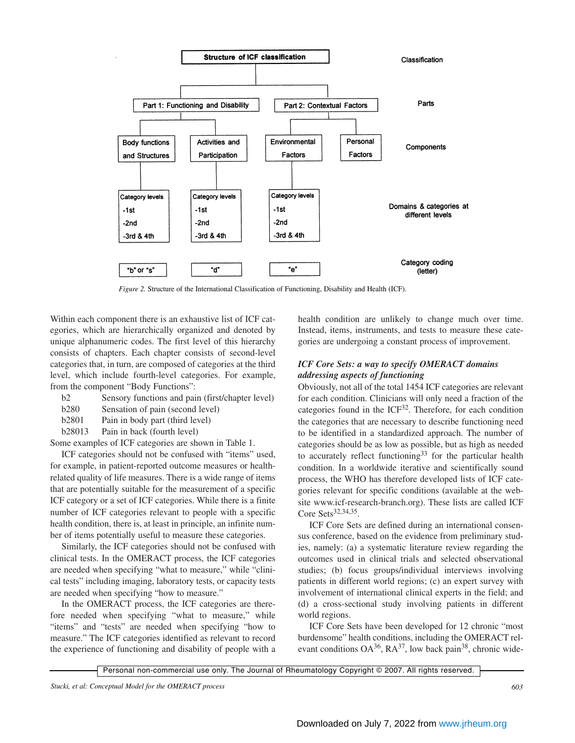**Structure of ICF classification**

| Classification | Structure of ICF classification | | | |
|---|---|---|---|---|
| Parts | Part 1: Functioning and Disability | | Part 2: Contextual Factors | |
| Components | Body functions and Structures | Activities and Participation | Environmental Factors | Personal Factors |
| Domains & categories at different levels | Category levels -1st -2nd -3rd & 4th | Category levels -1st -2nd -3rd & 4th | Category levels -1st -2nd -3rd & 4th | |
| Category coding (letter) | "b" or "s" | "d" | "e" | |

*Figure 2.* Structure of the International Classification of Functioning, Disability and Health (ICF).

Within each component there is an exhaustive list of ICF categories, which are hierarchically organized and denoted by unique alphanumeric codes. The first level of this hierarchy consists of chapters. Each chapter consists of second-level categories that, in turn, are composed of categories at the third level, which include fourth-level categories. For example, from the component "Body Functions":

| | |
|---|---|
| b2 | Sensory functions and pain (first/chapter level) |
| b280 | Sensation of pain (second level) |
| b2801 | Pain in body part (third level) |
| b28013 | Pain in back (fourth level) |

Some examples of ICF categories are shown in Table 1.

ICF categories should not be confused with "items" used, for example, in patient-reported outcome measures or health-related quality of life measures. There is a wide range of items that are potentially suitable for the measurement of a specific ICF category or a set of ICF categories. While there is a finite number of ICF categories relevant to people with a specific health condition, there is, at least in principle, an infinite number of items potentially useful to measure these categories.

Similarly, the ICF categories should not be confused with clinical tests. In the OMERACT process, the ICF categories are needed when specifying "what to measure," while "clinical tests" including imaging, laboratory tests, or capacity tests are needed when specifying "how to measure."

In the OMERACT process, the ICF categories are therefore needed when specifying "what to measure," while "items" and "tests" are needed when specifying "how to measure." The ICF categories identified as relevant to record the experience of functioning and disability of people with a health condition are unlikely to change much over time. Instead, items, instruments, and tests to measure these categories are undergoing a constant process of improvement.

### *ICF Core Sets: a way to specify OMERACT domains addressing aspects of functioning*

Obviously, not all of the total 1454 ICF categories are relevant for each condition. Clinicians will only need a fraction of the categories found in the ICF[32]. Therefore, for each condition the categories that are necessary to describe functioning need to be identified in a standardized approach. The number of categories should be as low as possible, but as high as needed to accurately reflect functioning[33] for the particular health condition. In a worldwide iterative and scientifically sound process, the WHO has therefore developed lists of ICF categories relevant for specific conditions (available at the website www.icf-research-branch.org). These lists are called ICF Core Sets[32,34,35].

ICF Core Sets are defined during an international consensus conference, based on the evidence from preliminary studies, namely: (a) a systematic literature review regarding the outcomes used in clinical trials and selected observational studies; (b) focus groups/individual interviews involving patients in different world regions; (c) an expert survey with involvement of international clinical experts in the field; and (d) a cross-sectional study involving patients in different world regions.

ICF Core Sets have been developed for 12 chronic "most burdensome" health conditions, including the OMERACT relevant conditions OA[36], RA[37], low back pain[38], chronic wide-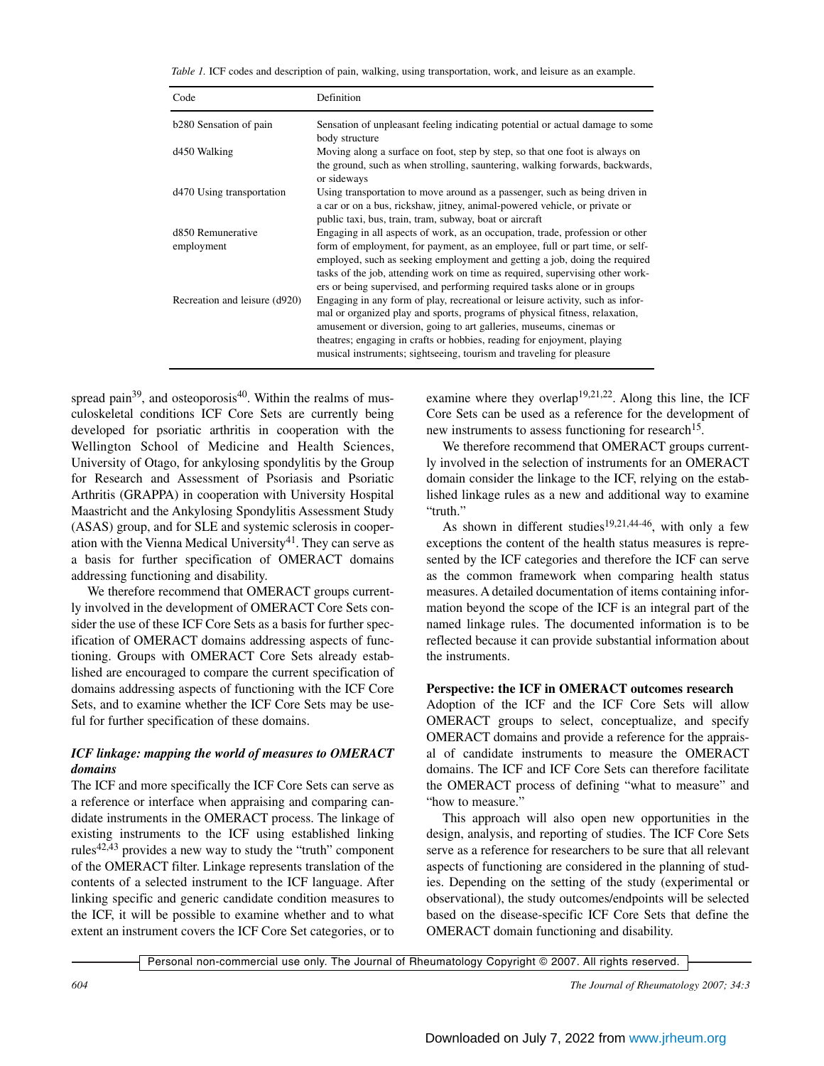*Table 1.* ICF codes and description of pain, walking, using transportation, work, and leisure as an example.

| Code | Definition |
|---|---|
| b280 Sensation of pain | Sensation of unpleasant feeling indicating potential or actual damage to some body structure |
| d450 Walking | Moving along a surface on foot, step by step, so that one foot is always on the ground, such as when strolling, sauntering, walking forwards, backwards, or sideways |
| d470 Using transportation | Using transportation to move around as a passenger, such as being driven in a car or on a bus, rickshaw, jitney, animal-powered vehicle, or private or public taxi, bus, train, tram, subway, boat or aircraft |
| d850 Remunerative employment | Engaging in all aspects of work, as an occupation, trade, profession or other form of employment, for payment, as an employee, full or part time, or self-employed, such as seeking employment and getting a job, doing the required tasks of the job, attending work on time as required, supervising other workers or being supervised, and performing required tasks alone or in groups |
| Recreation and leisure (d920) | Engaging in any form of play, recreational or leisure activity, such as informal or organized play and sports, programs of physical fitness, relaxation, amusement or diversion, going to art galleries, museums, cinemas or theatres; engaging in crafts or hobbies, reading for enjoyment, playing musical instruments; sightseeing, tourism and traveling for pleasure |

spread pain[39], and osteoporosis[40]. Within the realms of musculoskeletal conditions ICF Core Sets are currently being developed for psoriatic arthritis in cooperation with the Wellington School of Medicine and Health Sciences, University of Otago, for ankylosing spondylitis by the Group for Research and Assessment of Psoriasis and Psoriatic Arthritis (GRAPPA) in cooperation with University Hospital Maastricht and the Ankylosing Spondylitis Assessment Study (ASAS) group, and for SLE and systemic sclerosis in cooperation with the Vienna Medical University[41]. They can serve as a basis for further specification of OMERACT domains addressing functioning and disability.

We therefore recommend that OMERACT groups currently involved in the development of OMERACT Core Sets consider the use of these ICF Core Sets as a basis for further specification of OMERACT domains addressing aspects of functioning. Groups with OMERACT Core Sets already established are encouraged to compare the current specification of domains addressing aspects of functioning with the ICF Core Sets, and to examine whether the ICF Core Sets may be useful for further specification of these domains.

### *ICF linkage: mapping the world of measures to OMERACT domains*

The ICF and more specifically the ICF Core Sets can serve as a reference or interface when appraising and comparing candidate instruments in the OMERACT process. The linkage of existing instruments to the ICF using established linking rules[42,43] provides a new way to study the "truth" component of the OMERACT filter. Linkage represents translation of the contents of a selected instrument to the ICF language. After linking specific and generic candidate condition measures to the ICF, it will be possible to examine whether and to what extent an instrument covers the ICF Core Set categories, or to examine where they overlap[19,21,22]. Along this line, the ICF Core Sets can be used as a reference for the development of new instruments to assess functioning for research[15].

We therefore recommend that OMERACT groups currently involved in the selection of instruments for an OMERACT domain consider the linkage to the ICF, relying on the established linkage rules as a new and additional way to examine "truth."

As shown in different studies[19,21,44-46], with only a few exceptions the content of the health status measures is represented by the ICF categories and therefore the ICF can serve as the common framework when comparing health status measures. A detailed documentation of items containing information beyond the scope of the ICF is an integral part of the named linkage rules. The documented information is to be reflected because it can provide substantial information about the instruments.

### **Perspective: the ICF in OMERACT outcomes research**

Adoption of the ICF and the ICF Core Sets will allow OMERACT groups to select, conceptualize, and specify OMERACT domains and provide a reference for the appraisal of candidate instruments to measure the OMERACT domains. The ICF and ICF Core Sets can therefore facilitate the OMERACT process of defining "what to measure" and "how to measure."

This approach will also open new opportunities in the design, analysis, and reporting of studies. The ICF Core Sets serve as a reference for researchers to be sure that all relevant aspects of functioning are considered in the planning of studies. Depending on the setting of the study (experimental or observational), the study outcomes/endpoints will be selected based on the disease-specific ICF Core Sets that define the OMERACT domain functioning and disability.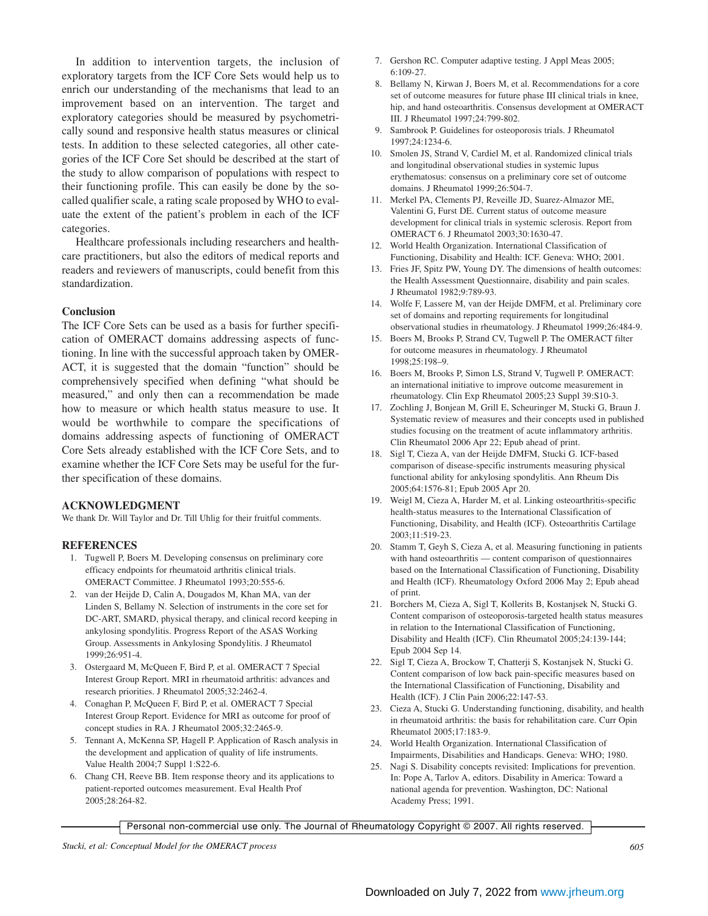In addition to intervention targets, the inclusion of exploratory targets from the ICF Core Sets would help us to enrich our understanding of the mechanisms that lead to an improvement based on an intervention. The target and exploratory categories should be measured by psychometrically sound and responsive health status measures or clinical tests. In addition to these selected categories, all other categories of the ICF Core Set should be described at the start of the study to allow comparison of populations with respect to their functioning profile. This can easily be done by the so-called qualifier scale, a rating scale proposed by WHO to evaluate the extent of the patient's problem in each of the ICF categories.

Healthcare professionals including researchers and healthcare practitioners, but also the editors of medical reports and readers and reviewers of manuscripts, could benefit from this standardization.

## Conclusion

The ICF Core Sets can be used as a basis for further specification of OMERACT domains addressing aspects of functioning. In line with the successful approach taken by OMERACT, it is suggested that the domain "function" should be comprehensively specified when defining "what should be measured," and only then can a recommendation be made how to measure or which health status measure to use. It would be worthwhile to compare the specifications of domains addressing aspects of functioning of OMERACT Core Sets already established with the ICF Core Sets, and to examine whether the ICF Core Sets may be useful for the further specification of these domains.

## ACKNOWLEDGMENT

We thank Dr. Will Taylor and Dr. Till Uhlig for their fruitful comments.

## REFERENCES

1. Tugwell P, Boers M. Developing consensus on preliminary core efficacy endpoints for rheumatoid arthritis clinical trials. OMERACT Committee. J Rheumatol 1993;20:555-6.
2. van der Heijde D, Calin A, Dougados M, Khan MA, van der Linden S, Bellamy N. Selection of instruments in the core set for DC-ART, SMARD, physical therapy, and clinical record keeping in ankylosing spondylitis. Progress Report of the ASAS Working Group. Assessments in Ankylosing Spondylitis. J Rheumatol 1999;26:951-4.
3. Ostergaard M, McQueen F, Bird P, et al. OMERACT 7 Special Interest Group Report. MRI in rheumatoid arthritis: advances and research priorities. J Rheumatol 2005;32:2462-4.
4. Conaghan P, McQueen F, Bird P, et al. OMERACT 7 Special Interest Group Report. Evidence for MRI as outcome for proof of concept studies in RA. J Rheumatol 2005;32:2465-9.
5. Tennant A, McKenna SP, Hagell P. Application of Rasch analysis in the development and application of quality of life instruments. Value Health 2004;7 Suppl 1:S22-6.
6. Chang CH, Reeve BB. Item response theory and its applications to patient-reported outcomes measurement. Eval Health Prof 2005;28:264-82.
7. Gershon RC. Computer adaptive testing. J Appl Meas 2005; 6:109-27.
8. Bellamy N, Kirwan J, Boers M, et al. Recommendations for a core set of outcome measures for future phase III clinical trials in knee, hip, and hand osteoarthritis. Consensus development at OMERACT III. J Rheumatol 1997;24:799-802.
9. Sambrook P. Guidelines for osteoporosis trials. J Rheumatol 1997;24:1234-6.
10. Smolen JS, Strand V, Cardiel M, et al. Randomized clinical trials and longitudinal observational studies in systemic lupus erythematosus: consensus on a preliminary core set of outcome domains. J Rheumatol 1999;26:504-7.
11. Merkel PA, Clements PJ, Reveille JD, Suarez-Almazor ME, Valentini G, Furst DE. Current status of outcome measure development for clinical trials in systemic sclerosis. Report from OMERACT 6. J Rheumatol 2003;30:1630-47.
12. World Health Organization. International Classification of Functioning, Disability and Health: ICF. Geneva: WHO; 2001.
13. Fries JF, Spitz PW, Young DY. The dimensions of health outcomes: the Health Assessment Questionnaire, disability and pain scales. J Rheumatol 1982;9:789-93.
14. Wolfe F, Lassere M, van der Heijde DMFM, et al. Preliminary core set of domains and reporting requirements for longitudinal observational studies in rheumatology. J Rheumatol 1999;26:484-9.
15. Boers M, Brooks P, Strand CV, Tugwell P. The OMERACT filter for outcome measures in rheumatology. J Rheumatol 1998;25:198–9.
16. Boers M, Brooks P, Simon LS, Strand V, Tugwell P. OMERACT: an international initiative to improve outcome measurement in rheumatology. Clin Exp Rheumatol 2005;23 Suppl 39:S10-3.
17. Zochling J, Bonjean M, Grill E, Scheuringer M, Stucki G, Braun J. Systematic review of measures and their concepts used in published studies focusing on the treatment of acute inflammatory arthritis. Clin Rheumatol 2006 Apr 22; Epub ahead of print.
18. Sigl T, Cieza A, van der Heijde DMFM, Stucki G. ICF-based comparison of disease-specific instruments measuring physical functional ability for ankylosing spondylitis. Ann Rheum Dis 2005;64:1576-81; Epub 2005 Apr 20.
19. Weigl M, Cieza A, Harder M, et al. Linking osteoarthritis-specific health-status measures to the International Classification of Functioning, Disability, and Health (ICF). Osteoarthritis Cartilage 2003;11:519-23.
20. Stamm T, Geyh S, Cieza A, et al. Measuring functioning in patients with hand osteoarthritis — content comparison of questionnaires based on the International Classification of Functioning, Disability and Health (ICF). Rheumatology Oxford 2006 May 2; Epub ahead of print.
21. Borchers M, Cieza A, Sigl T, Kollerits B, Kostanjsek N, Stucki G. Content comparison of osteoporosis-targeted health status measures in relation to the International Classification of Functioning, Disability and Health (ICF). Clin Rheumatol 2005;24:139-144; Epub 2004 Sep 14.
22. Sigl T, Cieza A, Brockow T, Chatterji S, Kostanjsek N, Stucki G. Content comparison of low back pain-specific measures based on the International Classification of Functioning, Disability and Health (ICF). J Clin Pain 2006;22:147-53.
23. Cieza A, Stucki G. Understanding functioning, disability, and health in rheumatoid arthritis: the basis for rehabilitation care. Curr Opin Rheumatol 2005;17:183-9.
24. World Health Organization. International Classification of Impairments, Disabilities and Handicaps. Geneva: WHO; 1980.
25. Nagi S. Disability concepts revisited: Implications for prevention. In: Pope A, Tarlov A, editors. Disability in America: Toward a national agenda for prevention. Washington, DC: National Academy Press; 1991.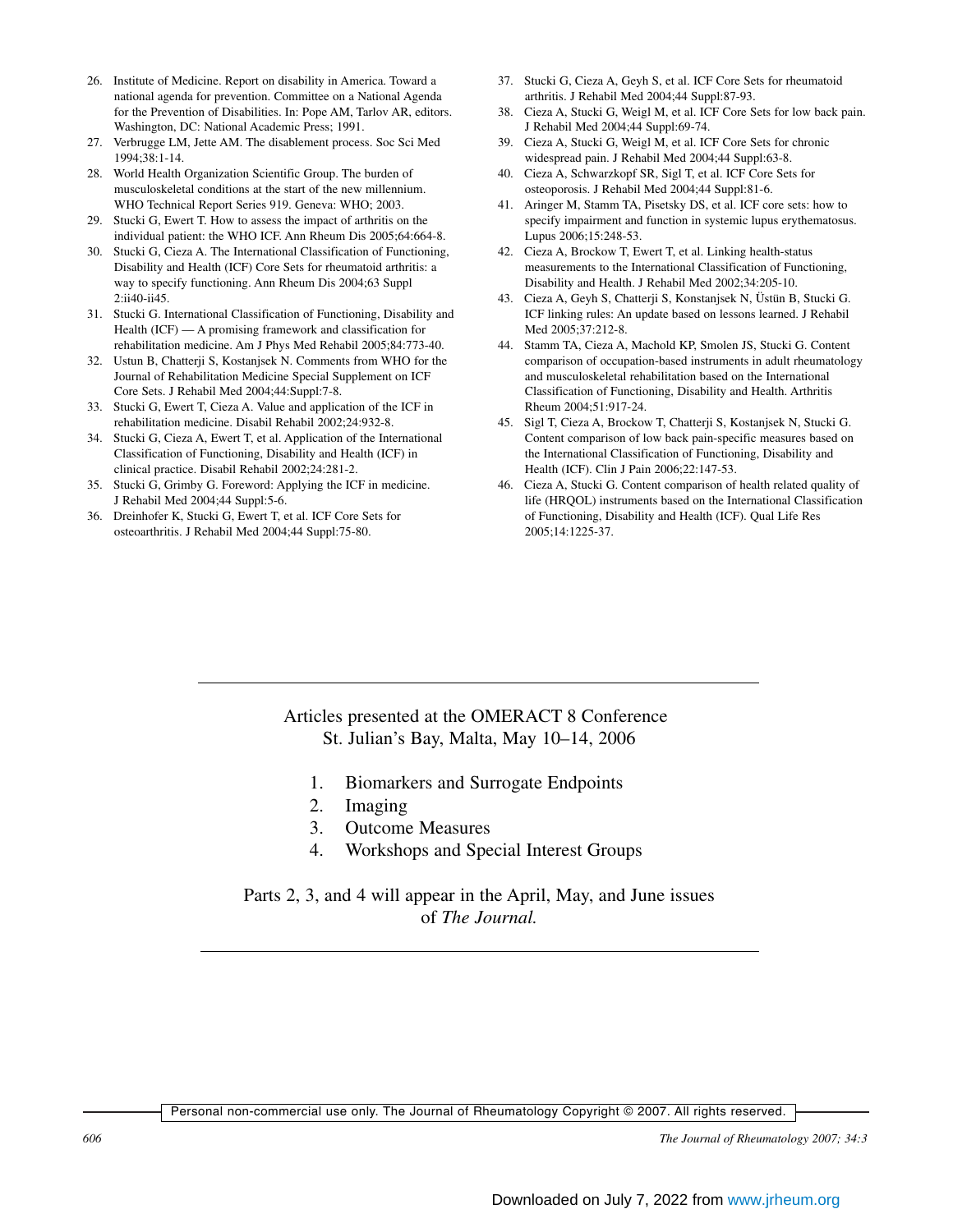26. Institute of Medicine. Report on disability in America. Toward a national agenda for prevention. Committee on a National Agenda for the Prevention of Disabilities. In: Pope AM, Tarlov AR, editors. Washington, DC: National Academic Press; 1991.
27. Verbrugge LM, Jette AM. The disablement process. Soc Sci Med 1994;38:1-14.
28. World Health Organization Scientific Group. The burden of musculoskeletal conditions at the start of the new millennium. WHO Technical Report Series 919. Geneva: WHO; 2003.
29. Stucki G, Ewert T. How to assess the impact of arthritis on the individual patient: the WHO ICF. Ann Rheum Dis 2005;64:664-8.
30. Stucki G, Cieza A. The International Classification of Functioning, Disability and Health (ICF) Core Sets for rheumatoid arthritis: a way to specify functioning. Ann Rheum Dis 2004;63 Suppl 2:ii40-ii45.
31. Stucki G. International Classification of Functioning, Disability and Health (ICF) — A promising framework and classification for rehabilitation medicine. Am J Phys Med Rehabil 2005;84:773-40.
32. Ustun B, Chatterji S, Kostanjsek N. Comments from WHO for the Journal of Rehabilitation Medicine Special Supplement on ICF Core Sets. J Rehabil Med 2004;44:Suppl:7-8.
33. Stucki G, Ewert T, Cieza A. Value and application of the ICF in rehabilitation medicine. Disabil Rehabil 2002;24:932-8.
34. Stucki G, Cieza A, Ewert T, et al. Application of the International Classification of Functioning, Disability and Health (ICF) in clinical practice. Disabil Rehabil 2002;24:281-2.
35. Stucki G, Grimby G. Foreword: Applying the ICF in medicine. J Rehabil Med 2004;44 Suppl:5-6.
36. Dreinhofer K, Stucki G, Ewert T, et al. ICF Core Sets for osteoarthritis. J Rehabil Med 2004;44 Suppl:75-80.
37. Stucki G, Cieza A, Geyh S, et al. ICF Core Sets for rheumatoid arthritis. J Rehabil Med 2004;44 Suppl:87-93.
38. Cieza A, Stucki G, Weigl M, et al. ICF Core Sets for low back pain. J Rehabil Med 2004;44 Suppl:69-74.
39. Cieza A, Stucki G, Weigl M, et al. ICF Core Sets for chronic widespread pain. J Rehabil Med 2004;44 Suppl:63-8.
40. Cieza A, Schwarzkopf SR, Sigl T, et al. ICF Core Sets for osteoporosis. J Rehabil Med 2004;44 Suppl:81-6.
41. Aringer M, Stamm TA, Pisetsky DS, et al. ICF core sets: how to specify impairment and function in systemic lupus erythematosus. Lupus 2006;15:248-53.
42. Cieza A, Brockow T, Ewert T, et al. Linking health-status measurements to the International Classification of Functioning, Disability and Health. J Rehabil Med 2002;34:205-10.
43. Cieza A, Geyh S, Chatterji S, Kostanjsek N, Üstün B, Stucki G. ICF linking rules: An update based on lessons learned. J Rehabil Med 2005;37:212-8.
44. Stamm TA, Cieza A, Machold KP, Smolen JS, Stucki G. Content comparison of occupation-based instruments in adult rheumatology and musculoskeletal rehabilitation based on the International Classification of Functioning, Disability and Health. Arthritis Rheum 2004;51:917-24.
45. Sigl T, Cieza A, Brockow T, Chatterji S, Kostanjsek N, Stucki G. Content comparison of low back pain-specific measures based on the International Classification of Functioning, Disability and Health (ICF). Clin J Pain 2006;22:147-53.
46. Cieza A, Stucki G. Content comparison of health related quality of life (HRQOL) instruments based on the International Classification of Functioning, Disability and Health (ICF). Qual Life Res 2005;14:1225-37.

---

Articles presented at the OMERACT 8 Conference
St. Julian's Bay, Malta, May 10–14, 2006

1. Biomarkers and Surrogate Endpoints
2. Imaging
3. Outcome Measures
4. Workshops and Special Interest Groups

Parts 2, 3, and 4 will appear in the April, May, and June issues of *The Journal.*

---

Personal non-commercial use only. The Journal of Rheumatology Copyright © 2007. All rights reserved.

Downloaded on July 7, 2022 from www.jrheum.org